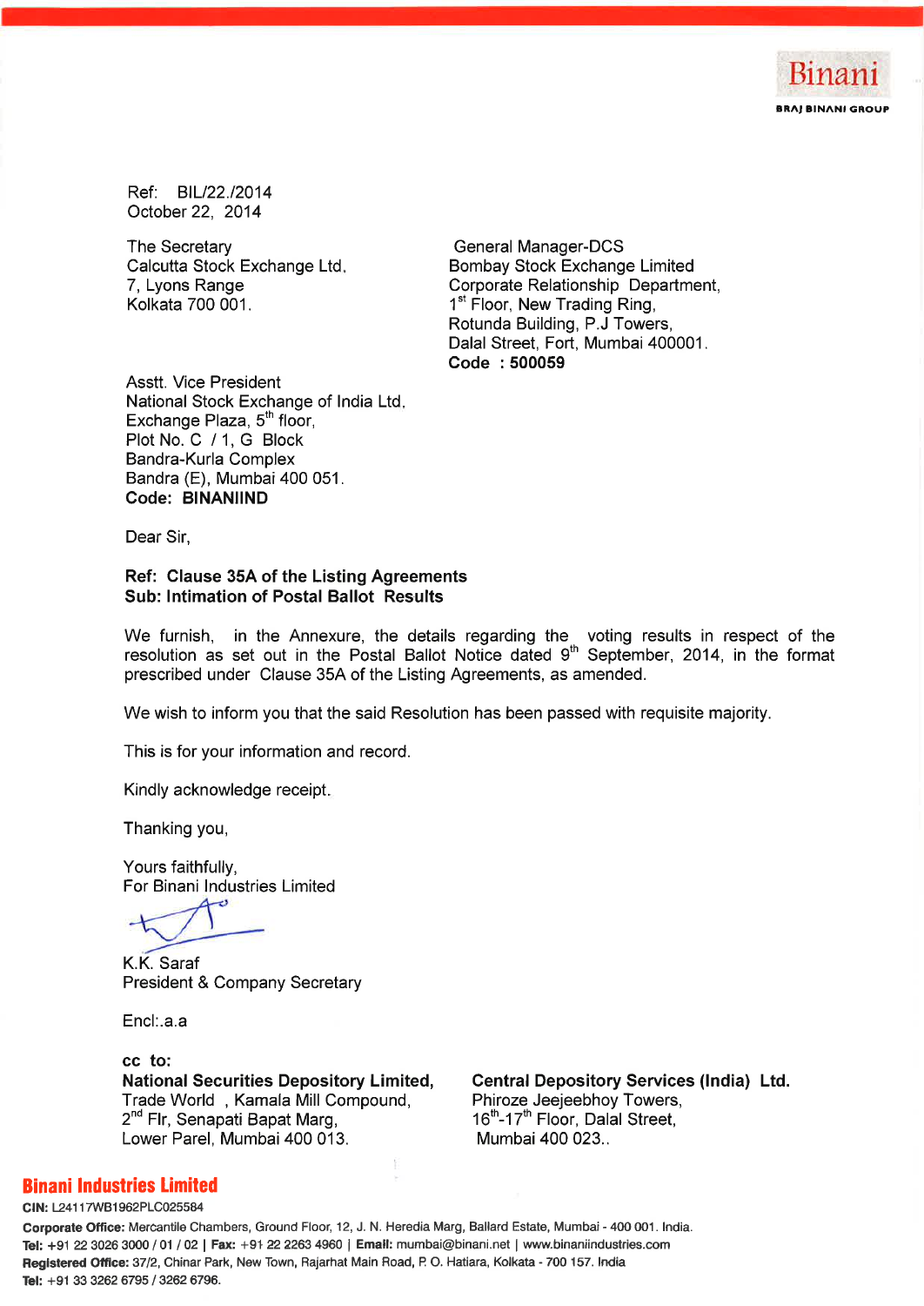Binani

BRAJ BINANI GROUP

Ref: BIL/22./2014
October 22, 2014

The Secretary
Calcutta Stock Exchange Ltd.
7, Lyons Range
Kolkata 700 001.

General Manager-DCS
Bombay Stock Exchange Limited
Corporate Relationship Department,
1st Floor, New Trading Ring,
Rotunda Building, P.J Towers,
Dalal Street, Fort, Mumbai 400001.
**Code : 500059**

Asstt. Vice President
National Stock Exchange of India Ltd.
Exchange Plaza, 5th floor,
Plot No. C / 1, G Block
Bandra-Kurla Complex
Bandra (E), Mumbai 400 051.
**Code: BINANIIND**

Dear Sir,

**Ref: Clause 35A of the Listing Agreements**
**Sub: Intimation of Postal Ballot Results**

We furnish, in the Annexure, the details regarding the voting results in respect of the resolution as set out in the Postal Ballot Notice dated 9th September, 2014, in the format prescribed under Clause 35A of the Listing Agreements, as amended.

We wish to inform you that the said Resolution has been passed with requisite majority.

This is for your information and record.

Kindly acknowledge receipt.

Thanking you,

Yours faithfully,
For Binani Industries Limited

K.K. Saraf
President & Company Secretary

Encl:.a.a

**cc to:**

**National Securities Depository Limited,**
Trade World , Kamala Mill Compound,
2nd Flr, Senapati Bapat Marg,
Lower Parel, Mumbai 400 013.

**Central Depository Services (India) Ltd.**
Phiroze Jeejeebhoy Towers,
16th-17th Floor, Dalal Street,
Mumbai 400 023..

**Binani Industries Limited**

**CIN:** L24117WB1962PLC025584

**Corporate Office:** Mercantile Chambers, Ground Floor, 12, J. N. Heredia Marg, Ballard Estate, Mumbai - 400 001. India.
**Tel:** +91 22 3026 3000 / 01 / 02 | **Fax:** +91 22 2263 4960 | **Email:** mumbai@binani.net | www.binaniindustries.com
**Registered Office:** 37/2, Chinar Park, New Town, Rajarhat Main Road, P. O. Hatiara, Kolkata - 700 157. India
**Tel:** +91 33 3262 6795 / 3262 6796.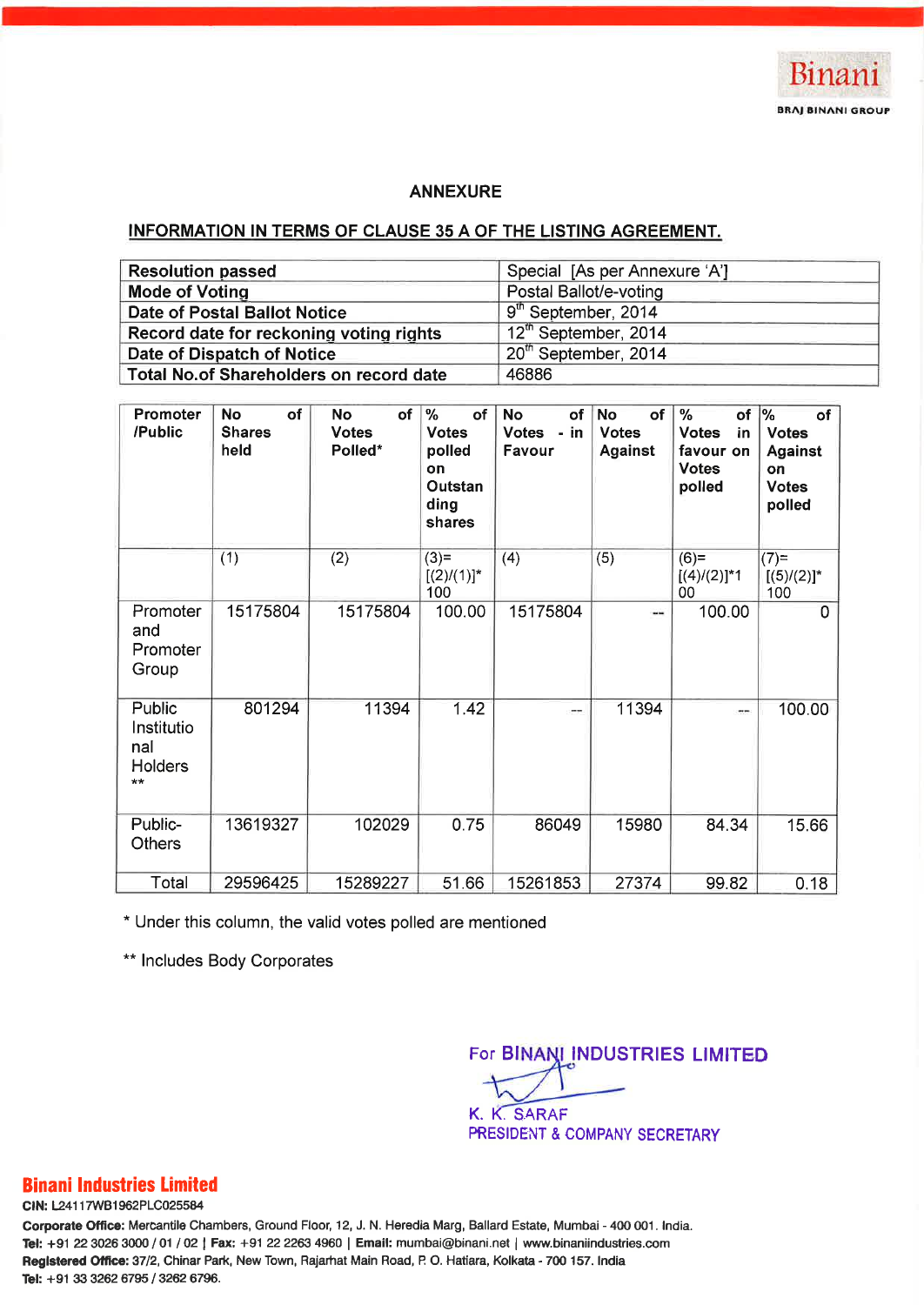Binani

BRAJ BINANI GROUP

## ANNEXURE

**INFORMATION IN TERMS OF CLAUSE 35 A OF THE LISTING AGREEMENT.**

| **Resolution passed** | Special [As per Annexure 'A'] |
|---|---|
| **Mode of Voting** | Postal Ballot/e-voting |
| **Date of Postal Ballot Notice** | 9th September, 2014 |
| **Record date for reckoning voting rights** | 12th September, 2014 |
| **Date of Dispatch of Notice** | 20th September, 2014 |
| **Total No.of Shareholders on record date** | 46886 |

| **Promoter /Public** | **No of Shares held** | **No of Votes Polled*** | **% of Votes polled on Outstanding shares** | **No of Votes - in Favour** | **No of Votes Against** | **% of Votes in favour on Votes polled** | **% of Votes Against on Votes polled** |
|---|---|---|---|---|---|---|---|
| | (1) | (2) | (3)= [(2)/(1)]* 100 | (4) | (5) | (6)= [(4)/(2)]*100 | (7)= [(5)/(2)]* 100 |
| Promoter and Promoter Group | 15175804 | 15175804 | 100.00 | 15175804 | -- | 100.00 | 0 |
| Public Institutional Holders ** | 801294 | 11394 | 1.42 | -- | 11394 | -- | 100.00 |
| Public-Others | 13619327 | 102029 | 0.75 | 86049 | 15980 | 84.34 | 15.66 |
| Total | 29596425 | 15289227 | 51.66 | 15261853 | 27374 | 99.82 | 0.18 |

* Under this column, the valid votes polled are mentioned

** Includes Body Corporates

For BINANI INDUSTRIES LIMITED

K. K. SARAF
PRESIDENT & COMPANY SECRETARY

**Binani Industries Limited**

**CIN:** L24117WB1962PLC025584

**Corporate Office:** Mercantile Chambers, Ground Floor, 12, J. N. Heredia Marg, Ballard Estate, Mumbai - 400 001. India.
**Tel:** +91 22 3026 3000 / 01 / 02 | **Fax:** +91 22 2263 4960 | **Email:** mumbai@binani.net | www.binaniindustries.com
**Registered Office:** 37/2, Chinar Park, New Town, Rajarhat Main Road, P. O. Hatiara, Kolkata - 700 157. India
**Tel:** +91 33 3262 6795 / 3262 6796.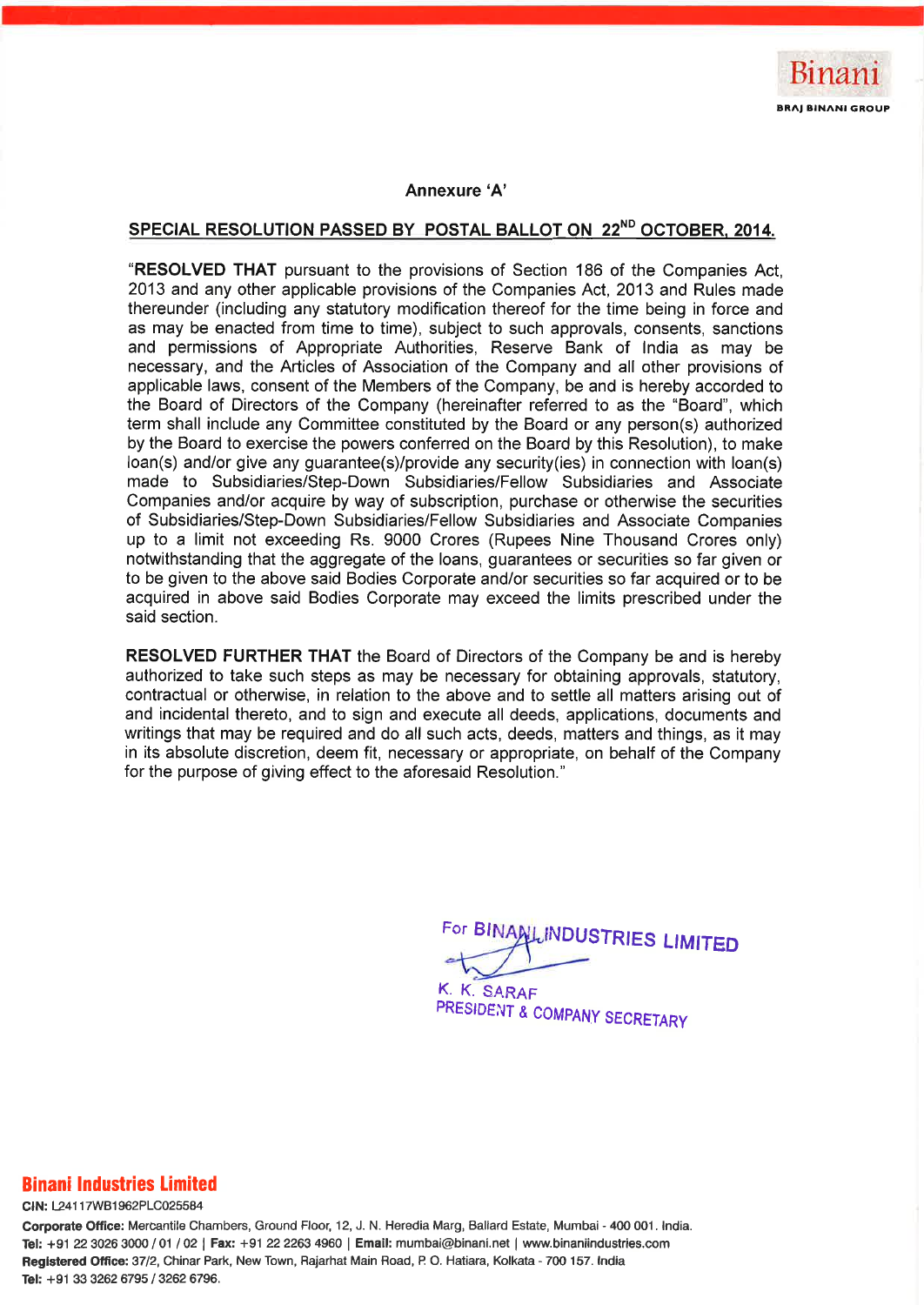Binani

BRAJ BINANI GROUP

### Annexure 'A'

## SPECIAL RESOLUTION PASSED BY POSTAL BALLOT ON 22[ND] OCTOBER, 2014.

"**RESOLVED THAT** pursuant to the provisions of Section 186 of the Companies Act, 2013 and any other applicable provisions of the Companies Act, 2013 and Rules made thereunder (including any statutory modification thereof for the time being in force and as may be enacted from time to time), subject to such approvals, consents, sanctions and permissions of Appropriate Authorities, Reserve Bank of India as may be necessary, and the Articles of Association of the Company and all other provisions of applicable laws, consent of the Members of the Company, be and is hereby accorded to the Board of Directors of the Company (hereinafter referred to as the "Board", which term shall include any Committee constituted by the Board or any person(s) authorized by the Board to exercise the powers conferred on the Board by this Resolution), to make loan(s) and/or give any guarantee(s)/provide any security(ies) in connection with loan(s) made to Subsidiaries/Step-Down Subsidiaries/Fellow Subsidiaries and Associate Companies and/or acquire by way of subscription, purchase or otherwise the securities of Subsidiaries/Step-Down Subsidiaries/Fellow Subsidiaries and Associate Companies up to a limit not exceeding Rs. 9000 Crores (Rupees Nine Thousand Crores only) notwithstanding that the aggregate of the loans, guarantees or securities so far given or to be given to the above said Bodies Corporate and/or securities so far acquired or to be acquired in above said Bodies Corporate may exceed the limits prescribed under the said section.

**RESOLVED FURTHER THAT** the Board of Directors of the Company be and is hereby authorized to take such steps as may be necessary for obtaining approvals, statutory, contractual or otherwise, in relation to the above and to settle all matters arising out of and incidental thereto, and to sign and execute all deeds, applications, documents and writings that may be required and do all such acts, deeds, matters and things, as it may in its absolute discretion, deem fit, necessary or appropriate, on behalf of the Company for the purpose of giving effect to the aforesaid Resolution."

For BINANI INDUSTRIES LIMITED

K. K. SARAF
PRESIDENT & COMPANY SECRETARY

**Binani Industries Limited**

**CIN:** L24117WB1962PLC025584

**Corporate Office:** Mercantile Chambers, Ground Floor, 12, J. N. Heredia Marg, Ballard Estate, Mumbai - 400 001. India.
**Tel:** +91 22 3026 3000 / 01 / 02 | **Fax:** +91 22 2263 4960 | **Email:** mumbai@binani.net | www.binaniindustries.com
**Registered Office:** 37/2, Chinar Park, New Town, Rajarhat Main Road, P. O. Hatiara, Kolkata - 700 157. India
**Tel:** +91 33 3262 6795 / 3262 6796.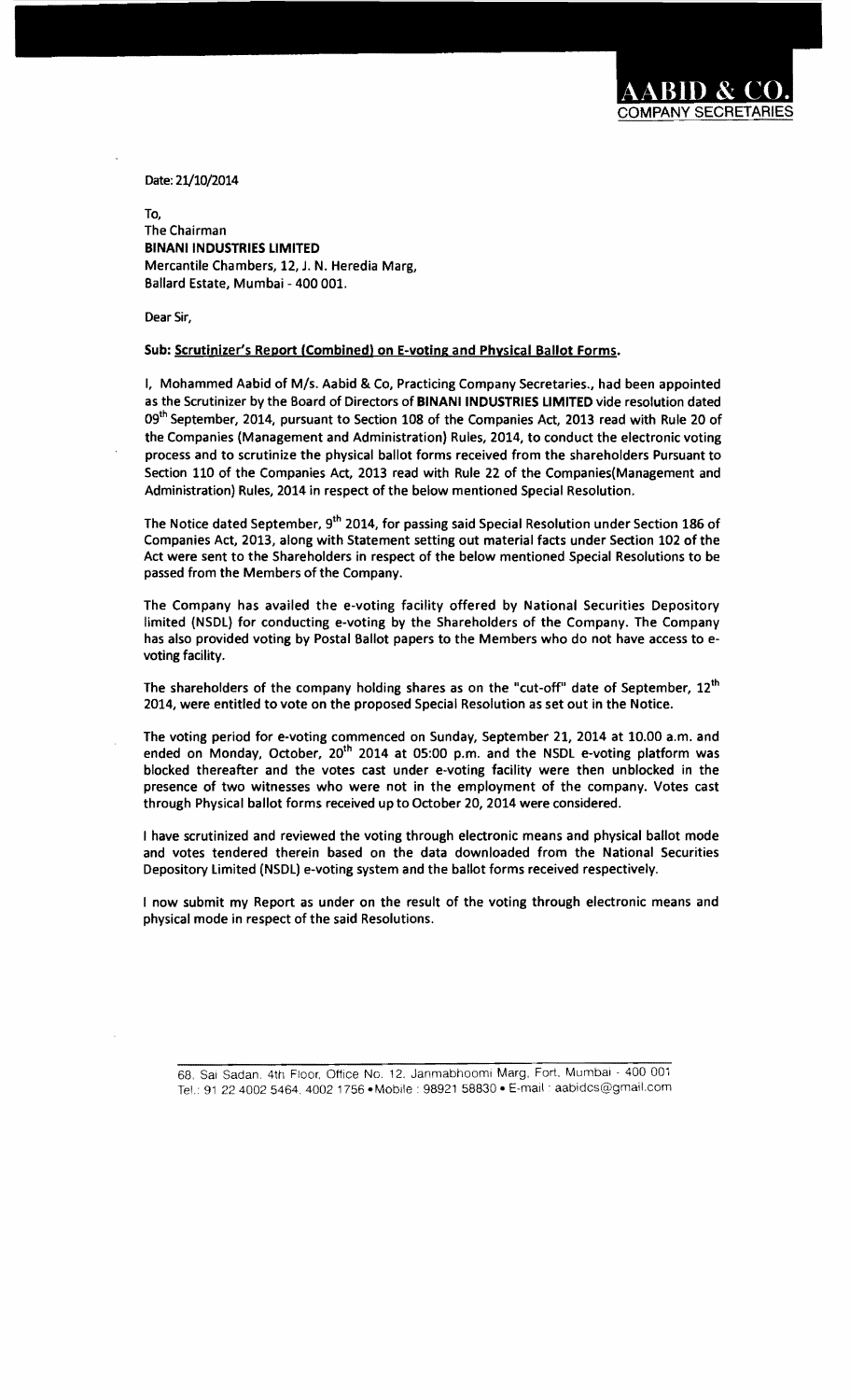**AABID & CO.**
**COMPANY SECRETARIES**

Date: 21/10/2014

To,
The Chairman
**BINANI INDUSTRIES LIMITED**
Mercantile Chambers, 12, J. N. Heredia Marg,
Ballard Estate, Mumbai - 400 001.

Dear Sir,

**Sub: Scrutinizer's Report (Combined) on E-voting and Physical Ballot Forms.**

I, Mohammed Aabid of M/s. Aabid & Co, Practicing Company Secretaries., had been appointed as the Scrutinizer by the Board of Directors of **BINANI INDUSTRIES LIMITED** vide resolution dated 09th September, 2014, pursuant to Section 108 of the Companies Act, 2013 read with Rule 20 of the Companies (Management and Administration) Rules, 2014, to conduct the electronic voting process and to scrutinize the physical ballot forms received from the shareholders Pursuant to Section 110 of the Companies Act, 2013 read with Rule 22 of the Companies(Management and Administration) Rules, 2014 in respect of the below mentioned Special Resolution.

The Notice dated September, 9th 2014, for passing said Special Resolution under Section 186 of Companies Act, 2013, along with Statement setting out material facts under Section 102 of the Act were sent to the Shareholders in respect of the below mentioned Special Resolutions to be passed from the Members of the Company.

The Company has availed the e-voting facility offered by National Securities Depository limited (NSDL) for conducting e-voting by the Shareholders of the Company. The Company has also provided voting by Postal Ballot papers to the Members who do not have access to e-voting facility.

The shareholders of the company holding shares as on the "cut-off" date of September, 12th 2014, were entitled to vote on the proposed Special Resolution as set out in the Notice.

The voting period for e-voting commenced on Sunday, September 21, 2014 at 10.00 a.m. and ended on Monday, October, 20th 2014 at 05:00 p.m. and the NSDL e-voting platform was blocked thereafter and the votes cast under e-voting facility were then unblocked in the presence of two witnesses who were not in the employment of the company. Votes cast through Physical ballot forms received up to October 20, 2014 were considered.

I have scrutinized and reviewed the voting through electronic means and physical ballot mode and votes tendered therein based on the data downloaded from the National Securities Depository Limited (NSDL) e-voting system and the ballot forms received respectively.

I now submit my Report as under on the result of the voting through electronic means and physical mode in respect of the said Resolutions.

68, Sai Sadan, 4th Floor, Office No. 12, Janmabhoomi Marg, Fort, Mumbai - 400 001
Tel.: 91 22 4002 5464, 4002 1756 • Mobile : 98921 58830 • E-mail : aabidcs@gmail.com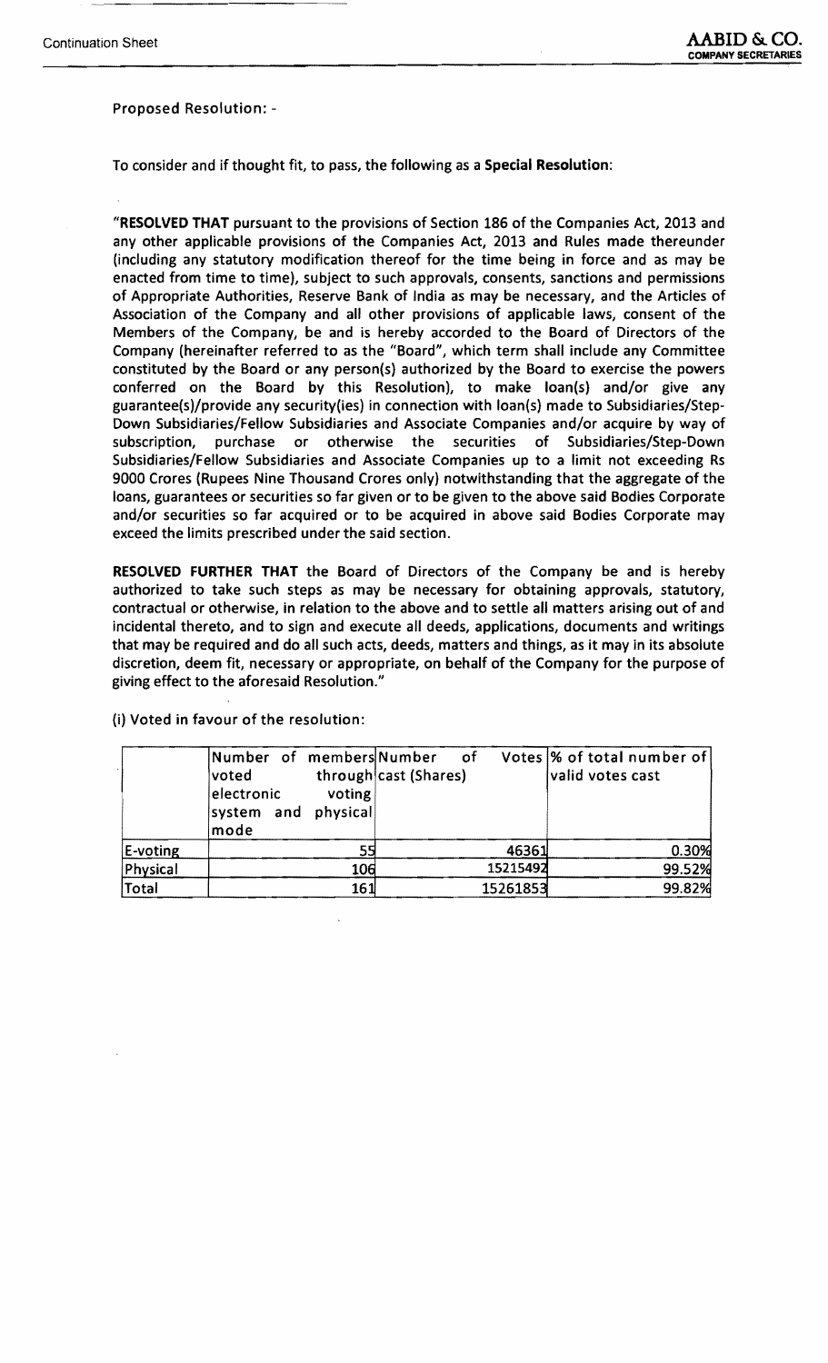Proposed Resolution: -

To consider and if thought fit, to pass, the following as a **Special Resolution**:

"**RESOLVED THAT** pursuant to the provisions of Section 186 of the Companies Act, 2013 and any other applicable provisions of the Companies Act, 2013 and Rules made thereunder (including any statutory modification thereof for the time being in force and as may be enacted from time to time), subject to such approvals, consents, sanctions and permissions of Appropriate Authorities, Reserve Bank of India as may be necessary, and the Articles of Association of the Company and all other provisions of applicable laws, consent of the Members of the Company, be and is hereby accorded to the Board of Directors of the Company (hereinafter referred to as the "Board", which term shall include any Committee constituted by the Board or any person(s) authorized by the Board to exercise the powers conferred on the Board by this Resolution), to make loan(s) and/or give any guarantee(s)/provide any security(ies) in connection with loan(s) made to Subsidiaries/Step-Down Subsidiaries/Fellow Subsidiaries and Associate Companies and/or acquire by way of subscription, purchase or otherwise the securities of Subsidiaries/Step-Down Subsidiaries/Fellow Subsidiaries and Associate Companies up to a limit not exceeding Rs 9000 Crores (Rupees Nine Thousand Crores only) notwithstanding that the aggregate of the loans, guarantees or securities so far given or to be given to the above said Bodies Corporate and/or securities so far acquired or to be acquired in above said Bodies Corporate may exceed the limits prescribed under the said section.

**RESOLVED FURTHER THAT** the Board of Directors of the Company be and is hereby authorized to take such steps as may be necessary for obtaining approvals, statutory, contractual or otherwise, in relation to the above and to settle all matters arising out of and incidental thereto, and to sign and execute all deeds, applications, documents and writings that may be required and do all such acts, deeds, matters and things, as it may in its absolute discretion, deem fit, necessary or appropriate, on behalf of the Company for the purpose of giving effect to the aforesaid Resolution."

(i) Voted in favour of the resolution:

| | Number of members voted through electronic voting system and physical mode | Number of Votes cast (Shares) | % of total number of valid votes cast |
|---|---|---|---|
| E-voting | 55 | 46361 | 0.30% |
| Physical | 106 | 15215492 | 99.52% |
| Total | 161 | 15261853 | 99.82% |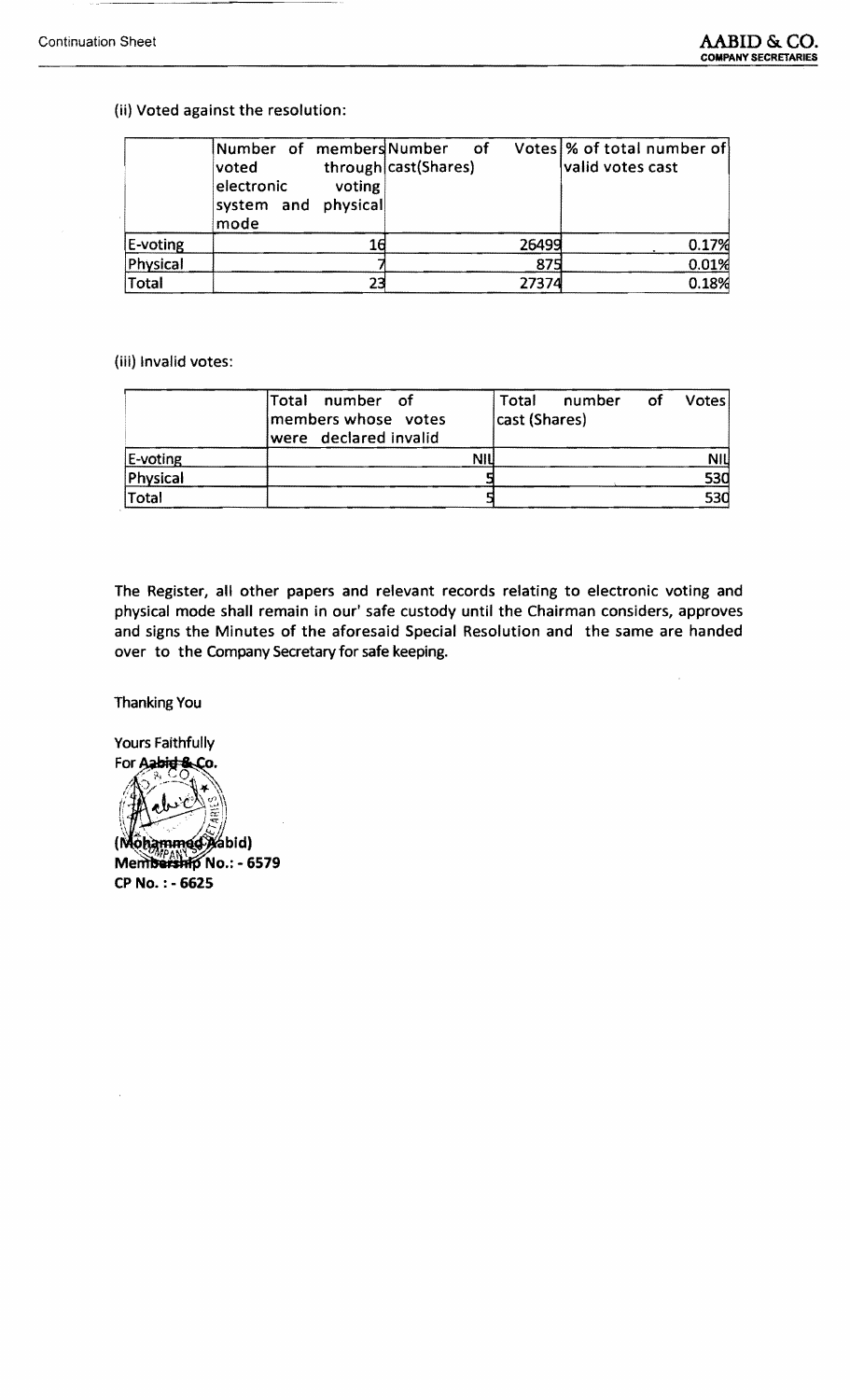(ii) Voted against the resolution:

| | Number of members voted through electronic voting system and physical mode | Number of Votes cast(Shares) | % of total number of valid votes cast |
|---|---|---|---|
| E-voting | 16 | 26499 | 0.17% |
| Physical | 7 | 875 | 0.01% |
| Total | 23 | 27374 | 0.18% |

(iii) Invalid votes:

| | Total number of members whose votes were declared invalid | Total number of Votes cast (Shares) |
|---|---|---|
| E-voting | NIL | NIL |
| Physical | 5 | 530 |
| Total | 5 | 530 |

The Register, all other papers and relevant records relating to electronic voting and physical mode shall remain in our' safe custody until the Chairman considers, approves and signs the Minutes of the aforesaid Special Resolution and the same are handed over to the Company Secretary for safe keeping.

Thanking You

Yours Faithfully
For Aabid & Co.

**(Mohammed Aabid)**
**Membership No.: - 6579**
**CP No. : - 6625**